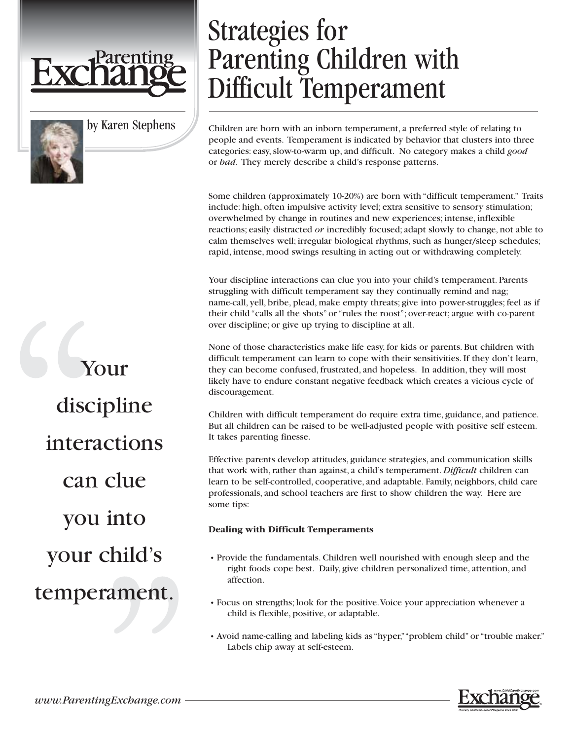# Strategies for Parenting Children with Difficult Temperament

by Karen Stephens

Children are born with an inborn temperament, a preferred style of relating to people and events. Temperament is indicated by behavior that clusters into three categories: easy, slow-to-warm up, and difficult. No category makes a child *good* or *bad*. They merely describe a child's response patterns.

Some children (approximately 10-20%) are born with "difficult temperament." Traits include: high, often impulsive activity level; extra sensitive to sensory stimulation; overwhelmed by change in routines and new experiences; intense, inflexible reactions; easily distracted *or* incredibly focused; adapt slowly to change, not able to calm themselves well; irregular biological rhythms, such as hunger/sleep schedules; rapid, intense, mood swings resulting in acting out or withdrawing completely.

Your discipline interactions can clue you into your child's temperament. Parents struggling with difficult temperament say they continually remind and nag; name-call, yell, bribe, plead, make empty threats; give into power-struggles; feel as if their child "calls all the shots" or "rules the roost"; over-react; argue with co-parent over discipline; or give up trying to discipline at all.

> "Your discipline interactions can clue you into your child's temperament."

None of those characteristics make life easy, for kids or parents. But children with difficult temperament can learn to cope with their sensitivities. If they don't learn, they can become confused, frustrated, and hopeless. In addition, they will most likely have to endure constant negative feedback which creates a vicious cycle of discouragement.

Children with difficult temperament do require extra time, guidance, and patience. But all children can be raised to be well-adjusted people with positive self esteem. It takes parenting finesse.

Effective parents develop attitudes, guidance strategies, and communication skills that work with, rather than against, a child's temperament. *Difficult* children can learn to be self-controlled, cooperative, and adaptable. Family, neighbors, child care professionals, and school teachers are first to show children the way. Here are some tips:

**Dealing with Difficult Temperaments**

- Provide the fundamentals. Children well nourished with enough sleep and the right foods cope best. Daily, give children personalized time, attention, and affection.
- Focus on strengths; look for the positive. Voice your appreciation whenever a child is flexible, positive, or adaptable.
- Avoid name-calling and labeling kids as "hyper," "problem child" or "trouble maker." Labels chip away at self-esteem.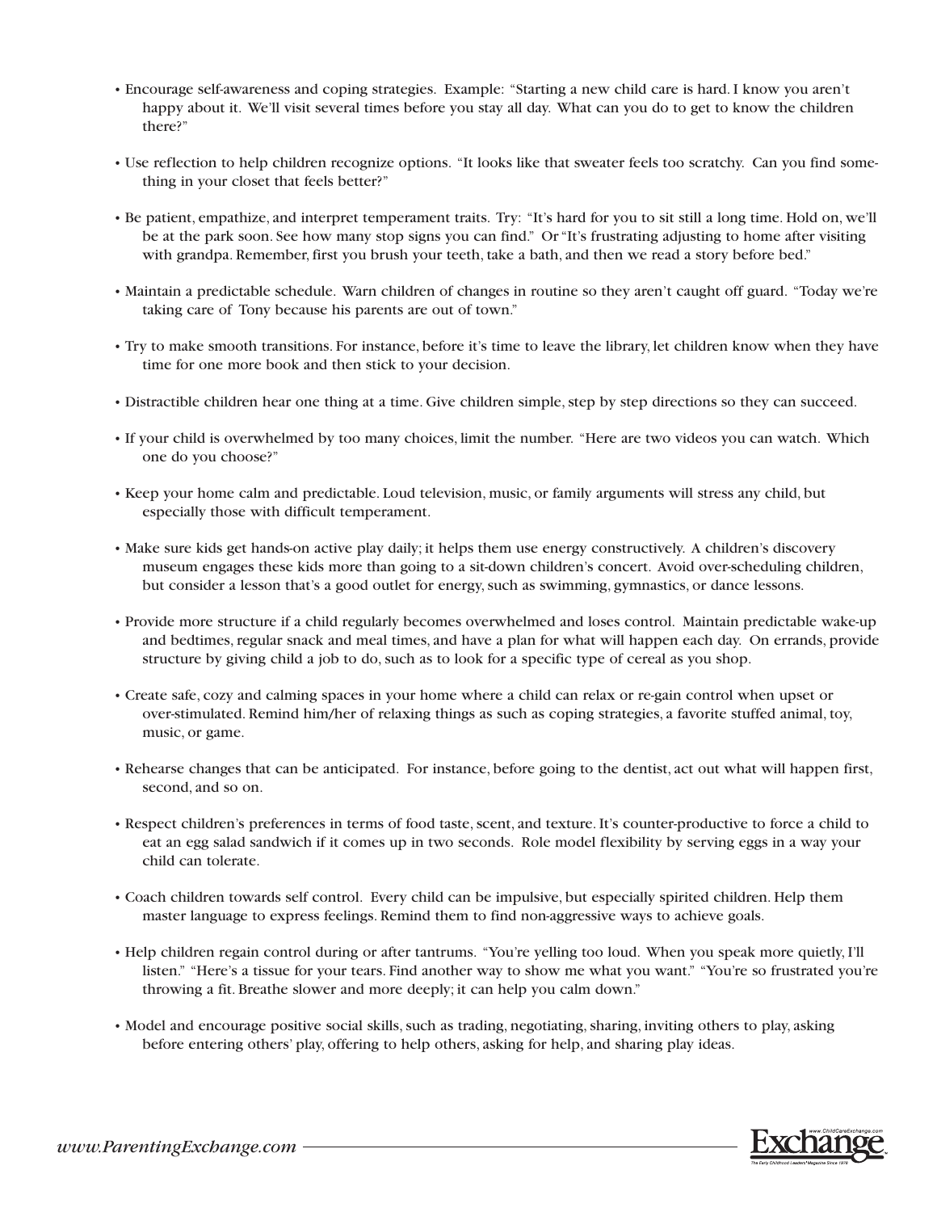- Encourage self-awareness and coping strategies. Example: "Starting a new child care is hard. I know you aren't happy about it. We'll visit several times before you stay all day. What can you do to get to know the children there?"

- Use reflection to help children recognize options. "It looks like that sweater feels too scratchy. Can you find something in your closet that feels better?"

- Be patient, empathize, and interpret temperament traits. Try: "It's hard for you to sit still a long time. Hold on, we'll be at the park soon. See how many stop signs you can find." Or "It's frustrating adjusting to home after visiting with grandpa. Remember, first you brush your teeth, take a bath, and then we read a story before bed."

- Maintain a predictable schedule. Warn children of changes in routine so they aren't caught off guard. "Today we're taking care of Tony because his parents are out of town."

- Try to make smooth transitions. For instance, before it's time to leave the library, let children know when they have time for one more book and then stick to your decision.

- Distractible children hear one thing at a time. Give children simple, step by step directions so they can succeed.

- If your child is overwhelmed by too many choices, limit the number. "Here are two videos you can watch. Which one do you choose?"

- Keep your home calm and predictable. Loud television, music, or family arguments will stress any child, but especially those with difficult temperament.

- Make sure kids get hands-on active play daily; it helps them use energy constructively. A children's discovery museum engages these kids more than going to a sit-down children's concert. Avoid over-scheduling children, but consider a lesson that's a good outlet for energy, such as swimming, gymnastics, or dance lessons.

- Provide more structure if a child regularly becomes overwhelmed and loses control. Maintain predictable wake-up and bedtimes, regular snack and meal times, and have a plan for what will happen each day. On errands, provide structure by giving child a job to do, such as to look for a specific type of cereal as you shop.

- Create safe, cozy and calming spaces in your home where a child can relax or re-gain control when upset or over-stimulated. Remind him/her of relaxing things as such as coping strategies, a favorite stuffed animal, toy, music, or game.

- Rehearse changes that can be anticipated. For instance, before going to the dentist, act out what will happen first, second, and so on.

- Respect children's preferences in terms of food taste, scent, and texture. It's counter-productive to force a child to eat an egg salad sandwich if it comes up in two seconds. Role model flexibility by serving eggs in a way your child can tolerate.

- Coach children towards self control. Every child can be impulsive, but especially spirited children. Help them master language to express feelings. Remind them to find non-aggressive ways to achieve goals.

- Help children regain control during or after tantrums. "You're yelling too loud. When you speak more quietly, I'll listen." "Here's a tissue for your tears. Find another way to show me what you want." "You're so frustrated you're throwing a fit. Breathe slower and more deeply; it can help you calm down."

- Model and encourage positive social skills, such as trading, negotiating, sharing, inviting others to play, asking before entering others' play, offering to help others, asking for help, and sharing play ideas.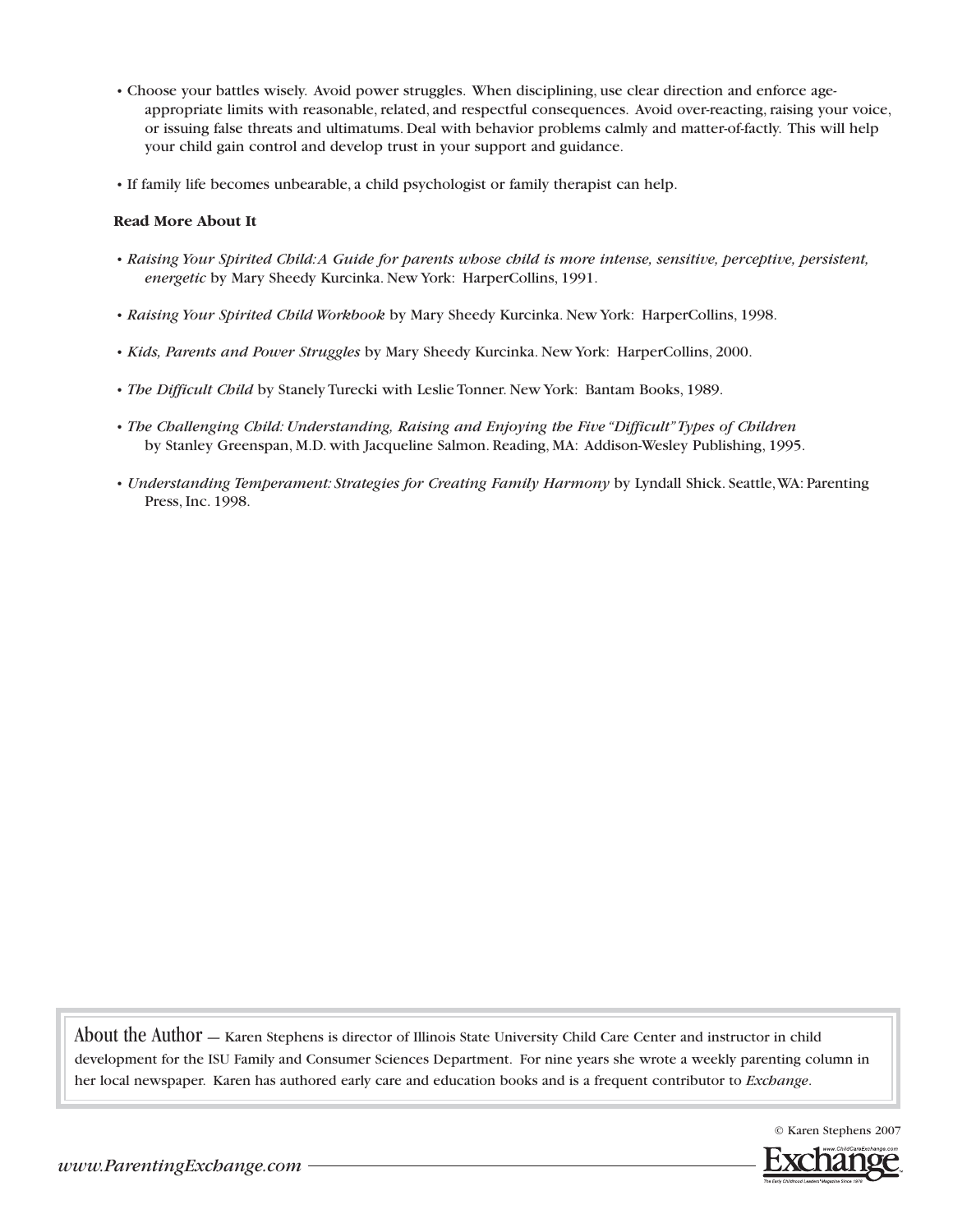- Choose your battles wisely. Avoid power struggles. When disciplining, use clear direction and enforce age-appropriate limits with reasonable, related, and respectful consequences. Avoid over-reacting, raising your voice, or issuing false threats and ultimatums. Deal with behavior problems calmly and matter-of-factly. This will help your child gain control and develop trust in your support and guidance.

- If family life becomes unbearable, a child psychologist or family therapist can help.

**Read More About It**

- *Raising Your Spirited Child: A Guide for parents whose child is more intense, sensitive, perceptive, persistent, energetic* by Mary Sheedy Kurcinka. New York: HarperCollins, 1991.

- *Raising Your Spirited Child Workbook* by Mary Sheedy Kurcinka. New York: HarperCollins, 1998.

- *Kids, Parents and Power Struggles* by Mary Sheedy Kurcinka. New York: HarperCollins, 2000.

- *The Difficult Child* by Stanely Turecki with Leslie Tonner. New York: Bantam Books, 1989.

- *The Challenging Child: Understanding, Raising and Enjoying the Five "Difficult" Types of Children* by Stanley Greenspan, M.D. with Jacqueline Salmon. Reading, MA: Addison-Wesley Publishing, 1995.

- *Understanding Temperament: Strategies for Creating Family Harmony* by Lyndall Shick. Seattle, WA: Parenting Press, Inc. 1998.

About the Author — Karen Stephens is director of Illinois State University Child Care Center and instructor in child development for the ISU Family and Consumer Sciences Department. For nine years she wrote a weekly parenting column in her local newspaper. Karen has authored early care and education books and is a frequent contributor to *Exchange*.

© Karen Stephens 2007

*www.ParentingExchange.com*